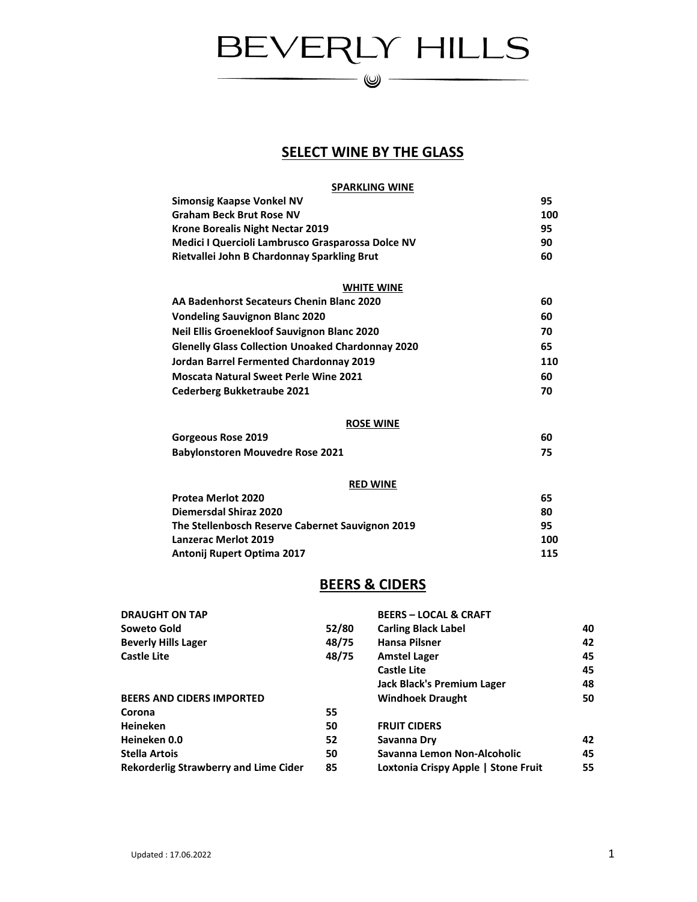# BEVERLY HILLS

## SELECT WINE BY THE GLASS

### SPARKLING WINE

| | |
|---|---|
| **Simonsig Kaapse Vonkel NV** | **95** |
| **Graham Beck Brut Rose NV** | **100** |
| **Krone Borealis Night Nectar 2019** | **95** |
| **Medici I Quercioli Lambrusco Grasparossa Dolce NV** | **90** |
| **Rietvallei John B Chardonnay Sparkling Brut** | **60** |

### WHITE WINE

| | |
|---|---|
| **AA Badenhorst Secateurs Chenin Blanc 2020** | **60** |
| **Vondeling Sauvignon Blanc 2020** | **60** |
| **Neil Ellis Groenekloof Sauvignon Blanc 2020** | **70** |
| **Glenelly Glass Collection Unoaked Chardonnay 2020** | **65** |
| **Jordan Barrel Fermented Chardonnay 2019** | **110** |
| **Moscata Natural Sweet Perle Wine 2021** | **60** |
| **Cederberg Bukketraube 2021** | **70** |

### ROSE WINE

| | |
|---|---|
| **Gorgeous Rose 2019** | **60** |
| **Babylonstoren Mouvedre Rose 2021** | **75** |

### RED WINE

| | |
|---|---|
| **Protea Merlot 2020** | **65** |
| **Diemersdal Shiraz 2020** | **80** |
| **The Stellenbosch Reserve Cabernet Sauvignon 2019** | **95** |
| **Lanzerac Merlot 2019** | **100** |
| **Antonij Rupert Optima 2017** | **115** |

## BEERS & CIDERS

### DRAUGHT ON TAP

| | |
|---|---|
| **Soweto Gold** | **52/80** |
| **Beverly Hills Lager** | **48/75** |
| **Castle Lite** | **48/75** |

### BEERS AND CIDERS IMPORTED

| | |
|---|---|
| **Corona** | **55** |
| **Heineken** | **50** |
| **Heineken 0.0** | **52** |
| **Stella Artois** | **50** |
| **Rekorderlig Strawberry and Lime Cider** | **85** |

### BEERS – LOCAL & CRAFT

| | |
|---|---|
| **Carling Black Label** | **40** |
| **Hansa Pilsner** | **42** |
| **Amstel Lager** | **45** |
| **Castle Lite** | **45** |
| **Jack Black's Premium Lager** | **48** |
| **Windhoek Draught** | **50** |

### FRUIT CIDERS

| | |
|---|---|
| **Savanna Dry** | **42** |
| **Savanna Lemon Non-Alcoholic** | **45** |
| **Loxtonia Crispy Apple \| Stone Fruit** | **55** |

Updated : 17.06.2022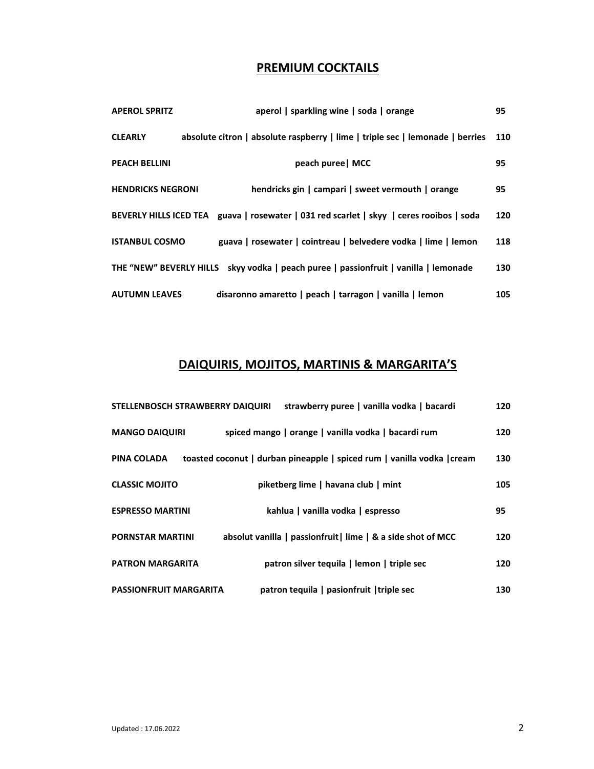## PREMIUM COCKTAILS

| | | |
|---|---|---|
| **APEROL SPRITZ** | **aperol \| sparkling wine \| soda \| orange** | **95** |
| **CLEARLY** | **absolute citron \| absolute raspberry \| lime \| triple sec \| lemonade \| berries** | **110** |
| **PEACH BELLINI** | **peach puree\| MCC** | **95** |
| **HENDRICKS NEGRONI** | **hendricks gin \| campari \| sweet vermouth \| orange** | **95** |
| **BEVERLY HILLS ICED TEA** | **guava \| rosewater \| 031 red scarlet \| skyy \| ceres rooibos \| soda** | **120** |
| **ISTANBUL COSMO** | **guava \| rosewater \| cointreau \| belvedere vodka \| lime \| lemon** | **118** |
| **THE "NEW" BEVERLY HILLS** | **skyy vodka \| peach puree \| passionfruit \| vanilla \| lemonade** | **130** |
| **AUTUMN LEAVES** | **disaronno amaretto \| peach \| tarragon \| vanilla \| lemon** | **105** |

## DAIQUIRIS, MOJITOS, MARTINIS & MARGARITA'S

| | | |
|---|---|---|
| **STELLENBOSCH STRAWBERRY DAIQUIRI** | **strawberry puree \| vanilla vodka \| bacardi** | **120** |
| **MANGO DAIQUIRI** | **spiced mango \| orange \| vanilla vodka \| bacardi rum** | **120** |
| **PINA COLADA** | **toasted coconut \| durban pineapple \| spiced rum \| vanilla vodka \|cream** | **130** |
| **CLASSIC MOJITO** | **piketberg lime \| havana club \| mint** | **105** |
| **ESPRESSO MARTINI** | **kahlua \| vanilla vodka \| espresso** | **95** |
| **PORNSTAR MARTINI** | **absolut vanilla \| passionfruit\| lime \| & a side shot of MCC** | **120** |
| **PATRON MARGARITA** | **patron silver tequila \| lemon \| triple sec** | **120** |
| **PASSIONFRUIT MARGARITA** | **patron tequila \| pasionfruit \|triple sec** | **130** |

Updated : 17.06.2022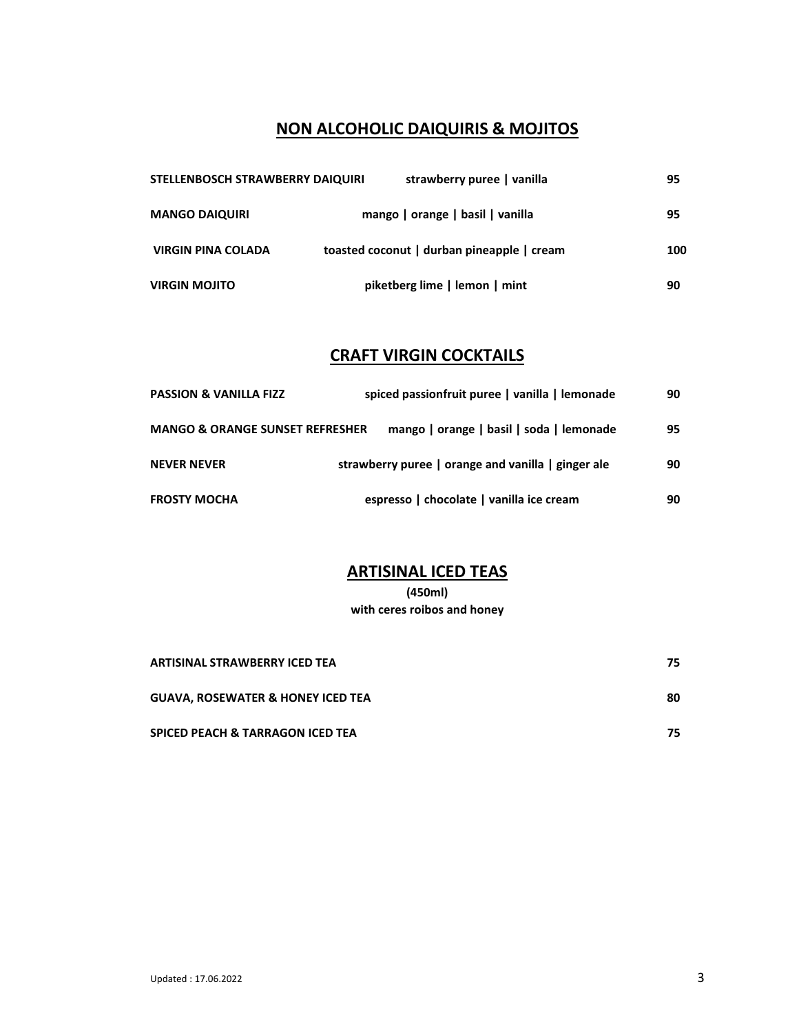## NON ALCOHOLIC DAIQUIRIS & MOJITOS

| | | |
|---|---|---|
| **STELLENBOSCH STRAWBERRY DAIQUIRI** | **strawberry puree \| vanilla** | **95** |
| **MANGO DAIQUIRI** | **mango \| orange \| basil \| vanilla** | **95** |
| **VIRGIN PINA COLADA** | **toasted coconut \| durban pineapple \| cream** | **100** |
| **VIRGIN MOJITO** | **piketberg lime \| lemon \| mint** | **90** |

## CRAFT VIRGIN COCKTAILS

| | | |
|---|---|---|
| **PASSION & VANILLA FIZZ** | **spiced passionfruit puree \| vanilla \| lemonade** | **90** |
| **MANGO & ORANGE SUNSET REFRESHER** | **mango \| orange \| basil \| soda \| lemonade** | **95** |
| **NEVER NEVER** | **strawberry puree \| orange and vanilla \| ginger ale** | **90** |
| **FROSTY MOCHA** | **espresso \| chocolate \| vanilla ice cream** | **90** |

## ARTISINAL ICED TEAS

**(450ml)**
**with ceres roibos and honey**

| | |
|---|---|
| **ARTISINAL STRAWBERRY ICED TEA** | **75** |
| **GUAVA, ROSEWATER & HONEY ICED TEA** | **80** |
| **SPICED PEACH & TARRAGON ICED TEA** | **75** |

Updated : 17.06.2022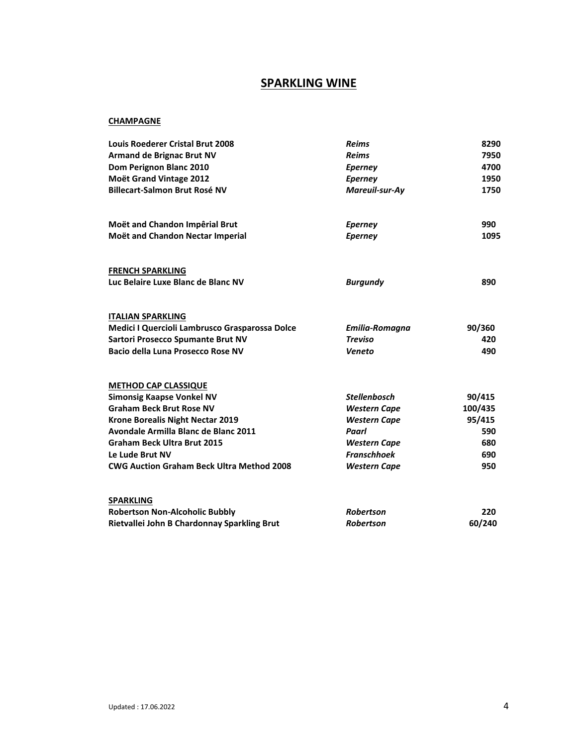# SPARKLING WINE

## CHAMPAGNE

| Wine | Region | Price |
|---|---|---|
| **Louis Roederer Cristal Brut 2008** | ***Reims*** | **8290** |
| **Armand de Brignac Brut NV** | ***Reims*** | **7950** |
| **Dom Perignon Blanc 2010** | ***Eperney*** | **4700** |
| **Moët Grand Vintage 2012** | ***Eperney*** | **1950** |
| **Billecart-Salmon Brut Rosé NV** | ***Mareuil-sur-Ay*** | **1750** |
| **Moët and Chandon Impêrial Brut** | ***Eperney*** | **990** |
| **Moët and Chandon Nectar Imperial** | ***Eperney*** | **1095** |

## FRENCH SPARKLING

| Wine | Region | Price |
|---|---|---|
| **Luc Belaire Luxe Blanc de Blanc NV** | ***Burgundy*** | **890** |

## ITALIAN SPARKLING

| Wine | Region | Price |
|---|---|---|
| **Medici I Quercioli Lambrusco Grasparossa Dolce** | ***Emilia-Romagna*** | **90/360** |
| **Sartori Prosecco Spumante Brut NV** | ***Treviso*** | **420** |
| **Bacio della Luna Prosecco Rose NV** | ***Veneto*** | **490** |

## METHOD CAP CLASSIQUE

| Wine | Region | Price |
|---|---|---|
| **Simonsig Kaapse Vonkel NV** | ***Stellenbosch*** | **90/415** |
| **Graham Beck Brut Rose NV** | ***Western Cape*** | **100/435** |
| **Krone Borealis Night Nectar 2019** | ***Western Cape*** | **95/415** |
| **Avondale Armilla Blanc de Blanc 2011** | ***Paarl*** | **590** |
| **Graham Beck Ultra Brut 2015** | ***Western Cape*** | **680** |
| **Le Lude Brut NV** | ***Franschhoek*** | **690** |
| **CWG Auction Graham Beck Ultra Method 2008** | ***Western Cape*** | **950** |

## SPARKLING

| Wine | Region | Price |
|---|---|---|
| **Robertson Non-Alcoholic Bubbly** | ***Robertson*** | **220** |
| **Rietvallei John B Chardonnay Sparkling Brut** | ***Robertson*** | **60/240** |

Updated : 17.06.2022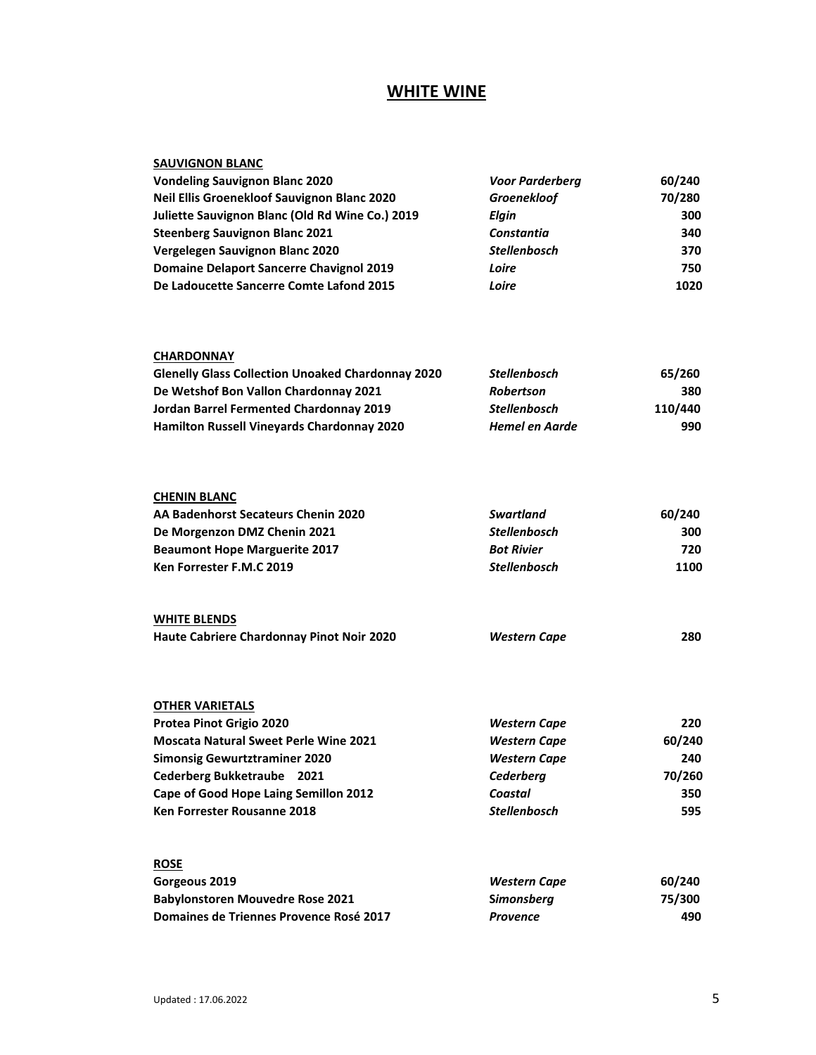# WHITE WINE

## SAUVIGNON BLANC

| Wine | Region | Price |
|---|---|---|
| **Vondeling Sauvignon Blanc 2020** | ***Voor Parderberg*** | **60/240** |
| **Neil Ellis Groenekloof Sauvignon Blanc 2020** | ***Groenekloof*** | **70/280** |
| **Juliette Sauvignon Blanc (Old Rd Wine Co.) 2019** | ***Elgin*** | **300** |
| **Steenberg Sauvignon Blanc 2021** | ***Constantia*** | **340** |
| **Vergelegen Sauvignon Blanc 2020** | ***Stellenbosch*** | **370** |
| **Domaine Delaport Sancerre Chavignol 2019** | ***Loire*** | **750** |
| **De Ladoucette Sancerre Comte Lafond 2015** | ***Loire*** | **1020** |

## CHARDONNAY

| Wine | Region | Price |
|---|---|---|
| **Glenelly Glass Collection Unoaked Chardonnay 2020** | ***Stellenbosch*** | **65/260** |
| **De Wetshof Bon Vallon Chardonnay 2021** | ***Robertson*** | **380** |
| **Jordan Barrel Fermented Chardonnay 2019** | ***Stellenbosch*** | **110/440** |
| **Hamilton Russell Vineyards Chardonnay 2020** | ***Hemel en Aarde*** | **990** |

## CHENIN BLANC

| Wine | Region | Price |
|---|---|---|
| **AA Badenhorst Secateurs Chenin 2020** | ***Swartland*** | **60/240** |
| **De Morgenzon DMZ Chenin 2021** | ***Stellenbosch*** | **300** |
| **Beaumont Hope Marguerite 2017** | ***Bot Rivier*** | **720** |
| **Ken Forrester F.M.C 2019** | ***Stellenbosch*** | **1100** |

## WHITE BLENDS

| Wine | Region | Price |
|---|---|---|
| **Haute Cabriere Chardonnay Pinot Noir 2020** | ***Western Cape*** | **280** |

## OTHER VARIETALS

| Wine | Region | Price |
|---|---|---|
| **Protea Pinot Grigio 2020** | ***Western Cape*** | **220** |
| **Moscata Natural Sweet Perle Wine 2021** | ***Western Cape*** | **60/240** |
| **Simonsig Gewurtztraminer 2020** | ***Western Cape*** | **240** |
| **Cederberg Bukketraube 2021** | ***Cederberg*** | **70/260** |
| **Cape of Good Hope Laing Semillon 2012** | ***Coastal*** | **350** |
| **Ken Forrester Rousanne 2018** | ***Stellenbosch*** | **595** |

## ROSE

| Wine | Region | Price |
|---|---|---|
| **Gorgeous 2019** | ***Western Cape*** | **60/240** |
| **Babylonstoren Mouvedre Rose 2021** | **Simonsberg** | **75/300** |
| **Domaines de Triennes Provence Rosé 2017** | ***Provence*** | **490** |

Updated : 17.06.2022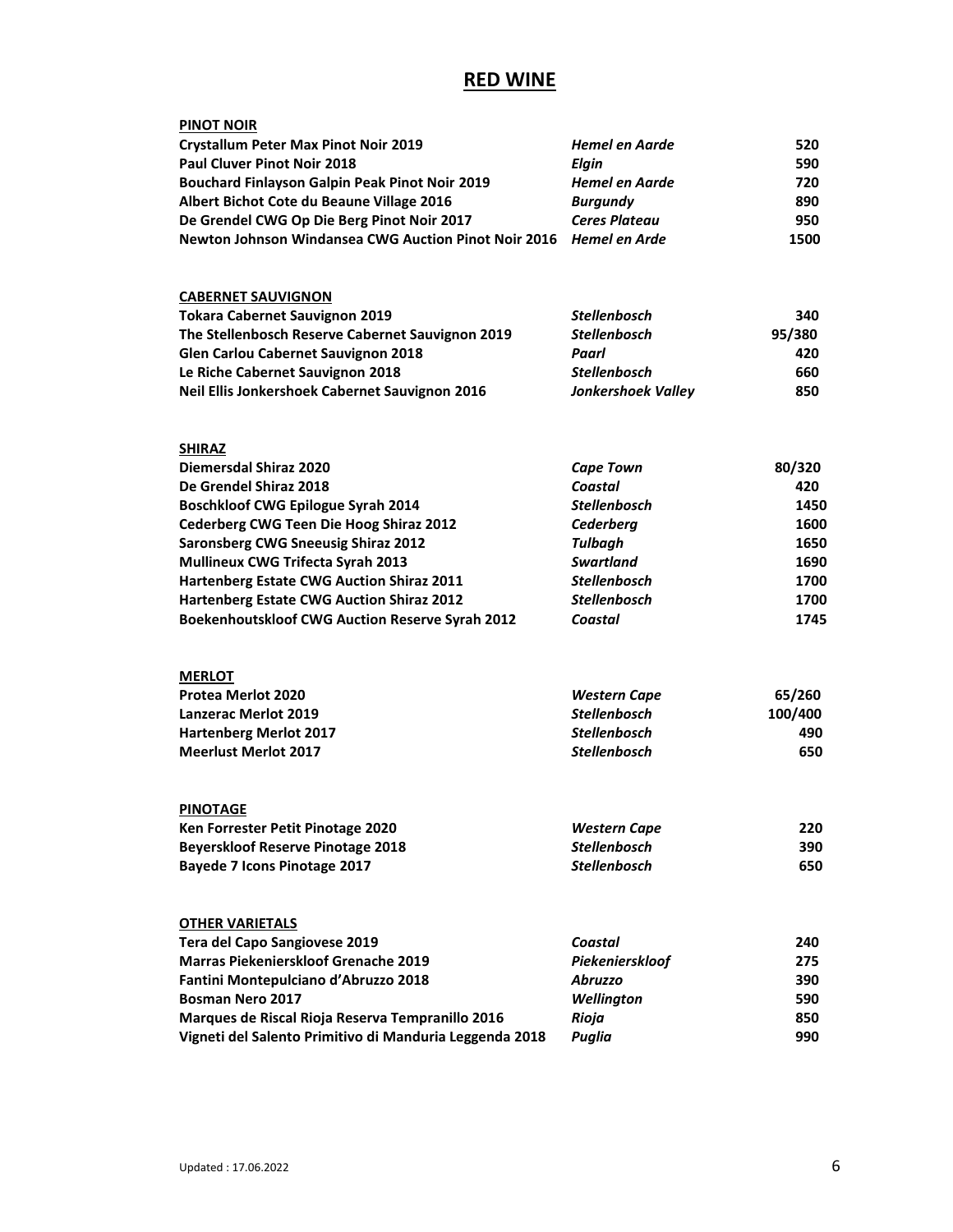# RED WINE

## PINOT NOIR

| | | |
|---|---|---|
| **Crystallum Peter Max Pinot Noir 2019** | ***Hemel en Aarde*** | **520** |
| **Paul Cluver Pinot Noir 2018** | ***Elgin*** | **590** |
| **Bouchard Finlayson Galpin Peak Pinot Noir 2019** | ***Hemel en Aarde*** | **720** |
| **Albert Bichot Cote du Beaune Village 2016** | ***Burgundy*** | **890** |
| **De Grendel CWG Op Die Berg Pinot Noir 2017** | ***Ceres Plateau*** | **950** |
| **Newton Johnson Windansea CWG Auction Pinot Noir 2016** | ***Hemel en Arde*** | **1500** |

## CABERNET SAUVIGNON

| | | |
|---|---|---|
| **Tokara Cabernet Sauvignon 2019** | ***Stellenbosch*** | **340** |
| **The Stellenbosch Reserve Cabernet Sauvignon 2019** | ***Stellenbosch*** | **95/380** |
| **Glen Carlou Cabernet Sauvignon 2018** | ***Paarl*** | **420** |
| **Le Riche Cabernet Sauvignon 2018** | ***Stellenbosch*** | **660** |
| **Neil Ellis Jonkershoek Cabernet Sauvignon 2016** | ***Jonkershoek Valley*** | **850** |

## SHIRAZ

| | | |
|---|---|---|
| **Diemersdal Shiraz 2020** | ***Cape Town*** | **80/320** |
| **De Grendel Shiraz 2018** | ***Coastal*** | **420** |
| **Boschkloof CWG Epilogue Syrah 2014** | ***Stellenbosch*** | **1450** |
| **Cederberg CWG Teen Die Hoog Shiraz 2012** | ***Cederberg*** | **1600** |
| **Saronsberg CWG Sneeusig Shiraz 2012** | ***Tulbagh*** | **1650** |
| **Mullineux CWG Trifecta Syrah 2013** | ***Swartland*** | **1690** |
| **Hartenberg Estate CWG Auction Shiraz 2011** | ***Stellenbosch*** | **1700** |
| **Hartenberg Estate CWG Auction Shiraz 2012** | ***Stellenbosch*** | **1700** |
| **Boekenhoutskloof CWG Auction Reserve Syrah 2012** | ***Coastal*** | **1745** |

## MERLOT

| | | |
|---|---|---|
| **Protea Merlot 2020** | ***Western Cape*** | **65/260** |
| **Lanzerac Merlot 2019** | ***Stellenbosch*** | **100/400** |
| **Hartenberg Merlot 2017** | ***Stellenbosch*** | **490** |
| **Meerlust Merlot 2017** | ***Stellenbosch*** | **650** |

## PINOTAGE

| | | |
|---|---|---|
| **Ken Forrester Petit Pinotage 2020** | ***Western Cape*** | **220** |
| **Beyerskloof Reserve Pinotage 2018** | ***Stellenbosch*** | **390** |
| **Bayede 7 Icons Pinotage 2017** | ***Stellenbosch*** | **650** |

## OTHER VARIETALS

| | | |
|---|---|---|
| **Tera del Capo Sangiovese 2019** | ***Coastal*** | **240** |
| **Marras Piekenierskloof Grenache 2019** | ***Piekenierskloof*** | **275** |
| **Fantini Montepulciano d'Abruzzo 2018** | ***Abruzzo*** | **390** |
| **Bosman Nero 2017** | ***Wellington*** | **590** |
| **Marques de Riscal Rioja Reserva Tempranillo 2016** | ***Rioja*** | **850** |
| **Vigneti del Salento Primitivo di Manduria Leggenda 2018** | ***Puglia*** | **990** |

Updated : 17.06.2022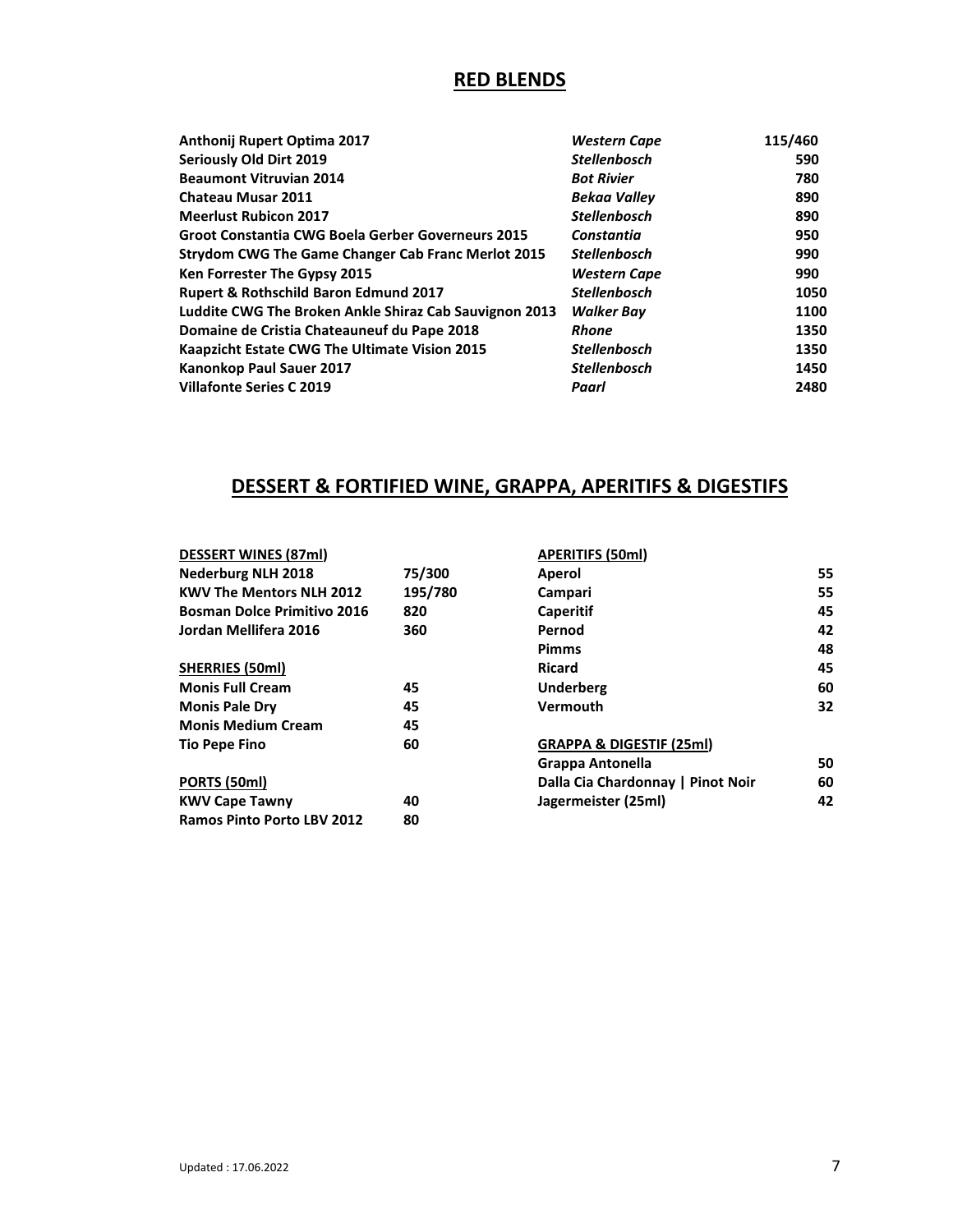## RED BLENDS

| Wine | Region | Price |
|---|---|---|
| **Anthonij Rupert Optima 2017** | *Western Cape* | 115/460 |
| **Seriously Old Dirt 2019** | *Stellenbosch* | 590 |
| **Beaumont Vitruvian 2014** | *Bot Rivier* | 780 |
| **Chateau Musar 2011** | *Bekaa Valley* | 890 |
| **Meerlust Rubicon 2017** | *Stellenbosch* | 890 |
| **Groot Constantia CWG Boela Gerber Governeurs 2015** | *Constantia* | 950 |
| **Strydom CWG The Game Changer Cab Franc Merlot 2015** | *Stellenbosch* | 990 |
| **Ken Forrester The Gypsy 2015** | *Western Cape* | 990 |
| **Rupert & Rothschild Baron Edmund 2017** | *Stellenbosch* | 1050 |
| **Luddite CWG The Broken Ankle Shiraz Cab Sauvignon 2013** | *Walker Bay* | 1100 |
| **Domaine de Cristia Chateauneuf du Pape 2018** | *Rhone* | 1350 |
| **Kaapzicht Estate CWG The Ultimate Vision 2015** | *Stellenbosch* | 1350 |
| **Kanonkop Paul Sauer 2017** | *Stellenbosch* | 1450 |
| **Villafonte Series C 2019** | *Paarl* | 2480 |

## DESSERT & FORTIFIED WINE, GRAPPA, APERITIFS & DIGESTIFS

**DESSERT WINES (87ml)**

| | |
|---|---|
| **Nederburg NLH 2018** | 75/300 |
| **KWV The Mentors NLH 2012** | 195/780 |
| **Bosman Dolce Primitivo 2016** | 820 |
| **Jordan Mellifera 2016** | 360 |

**SHERRIES (50ml)**

| | |
|---|---|
| **Monis Full Cream** | 45 |
| **Monis Pale Dry** | 45 |
| **Monis Medium Cream** | 45 |
| **Tio Pepe Fino** | 60 |

**PORTS (50ml)**

| | |
|---|---|
| **KWV Cape Tawny** | 40 |
| **Ramos Pinto Porto LBV 2012** | 80 |

**APERITIFS (50ml)**

| | |
|---|---|
| **Aperol** | 55 |
| **Campari** | 55 |
| **Caperitif** | 45 |
| **Pernod** | 42 |
| **Pimms** | 48 |
| **Ricard** | 45 |
| **Underberg** | 60 |
| **Vermouth** | 32 |

**GRAPPA & DIGESTIF (25ml)**

| | |
|---|---|
| **Grappa Antonella** | 50 |
| **Dalla Cia Chardonnay \| Pinot Noir** | 60 |
| **Jagermeister (25ml)** | 42 |

Updated : 17.06.2022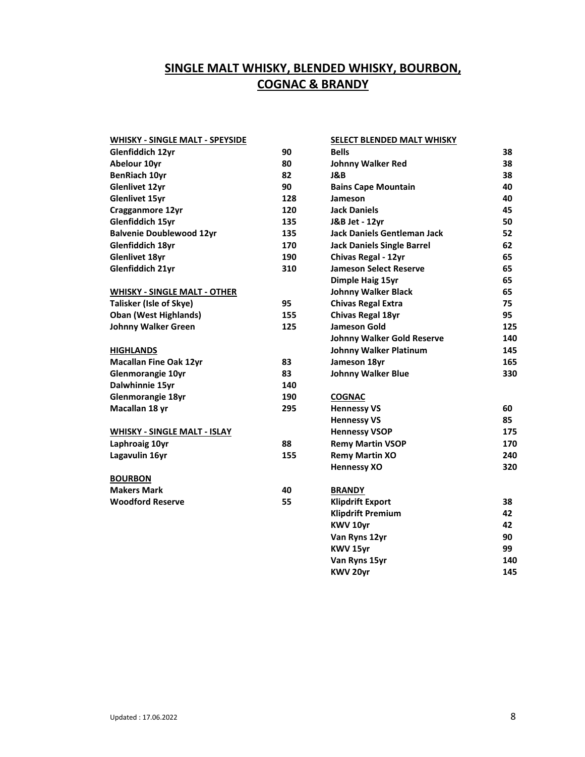# SINGLE MALT WHISKY, BLENDED WHISKY, BOURBON, COGNAC & BRANDY

**WHISKY - SINGLE MALT - SPEYSIDE**

| | |
|---|---|
| Glenfiddich 12yr | 90 |
| Abelour 10yr | 80 |
| BenRiach 10yr | 82 |
| Glenlivet 12yr | 90 |
| Glenlivet 15yr | 128 |
| Cragganmore 12yr | 120 |
| Glenfiddich 15yr | 135 |
| Balvenie Doublewood 12yr | 135 |
| Glenfiddich 18yr | 170 |
| Glenlivet 18yr | 190 |
| Glenfiddich 21yr | 310 |

**WHISKY - SINGLE MALT - OTHER**

| | |
|---|---|
| Talisker (Isle of Skye) | 95 |
| Oban (West Highlands) | 155 |
| Johnny Walker Green | 125 |

**HIGHLANDS**

| | |
|---|---|
| Macallan Fine Oak 12yr | 83 |
| Glenmorangie 10yr | 83 |
| Dalwhinnie 15yr | 140 |
| Glenmorangie 18yr | 190 |
| Macallan 18 yr | 295 |

**WHISKY - SINGLE MALT - ISLAY**

| | |
|---|---|
| Laphroaig 10yr | 88 |
| Lagavulin 16yr | 155 |

**BOURBON**

| | |
|---|---|
| Makers Mark | 40 |
| Woodford Reserve | 55 |

**SELECT BLENDED MALT WHISKY**

| | |
|---|---|
| Bells | 38 |
| Johnny Walker Red | 38 |
| J&B | 38 |
| Bains Cape Mountain | 40 |
| Jameson | 40 |
| Jack Daniels | 45 |
| J&B Jet - 12yr | 50 |
| Jack Daniels Gentleman Jack | 52 |
| Jack Daniels Single Barrel | 62 |
| Chivas Regal - 12yr | 65 |
| Jameson Select Reserve | 65 |
| Dimple Haig 15yr | 65 |
| Johnny Walker Black | 65 |
| Chivas Regal Extra | 75 |
| Chivas Regal 18yr | 95 |
| Jameson Gold | 125 |
| Johnny Walker Gold Reserve | 140 |
| Johnny Walker Platinum | 145 |
| Jameson 18yr | 165 |
| Johnny Walker Blue | 330 |

**COGNAC**

| | |
|---|---|
| Hennessy VS | 60 |
| Hennessy VS | 85 |
| Hennessy VSOP | 175 |
| Remy Martin VSOP | 170 |
| Remy Martin XO | 240 |
| Hennessy XO | 320 |

**BRANDY**

| | |
|---|---|
| Klipdrift Export | 38 |
| Klipdrift Premium | 42 |
| KWV 10yr | 42 |
| Van Ryns 12yr | 90 |
| KWV 15yr | 99 |
| Van Ryns 15yr | 140 |
| KWV 20yr | 145 |

Updated : 17.06.2022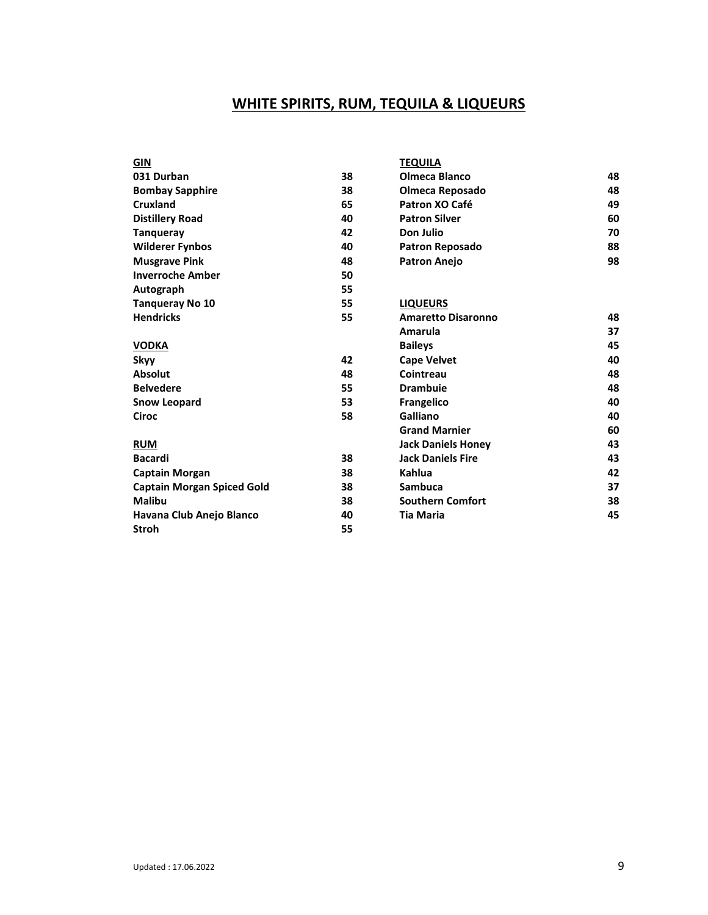# WHITE SPIRITS, RUM, TEQUILA & LIQUEURS

## GIN

| | |
|---|---|
| **031 Durban** | **38** |
| **Bombay Sapphire** | **38** |
| **Cruxland** | **65** |
| **Distillery Road** | **40** |
| **Tanqueray** | **42** |
| **Wilderer Fynbos** | **40** |
| **Musgrave Pink** | **48** |
| **Inverroche Amber** | **50** |
| **Autograph** | **55** |
| **Tanqueray No 10** | **55** |
| **Hendricks** | **55** |

## VODKA

| | |
|---|---|
| **Skyy** | **42** |
| **Absolut** | **48** |
| **Belvedere** | **55** |
| **Snow Leopard** | **53** |
| **Ciroc** | **58** |

## RUM

| | |
|---|---|
| **Bacardi** | **38** |
| **Captain Morgan** | **38** |
| **Captain Morgan Spiced Gold** | **38** |
| **Malibu** | **38** |
| **Havana Club Anejo Blanco** | **40** |
| **Stroh** | **55** |

## TEQUILA

| | |
|---|---|
| **Olmeca Blanco** | **48** |
| **Olmeca Reposado** | **48** |
| **Patron XO Café** | **49** |
| **Patron Silver** | **60** |
| **Don Julio** | **70** |
| **Patron Reposado** | **88** |
| **Patron Anejo** | **98** |

## LIQUEURS

| | |
|---|---|
| **Amaretto Disaronno** | **48** |
| **Amarula** | **37** |
| **Baileys** | **45** |
| **Cape Velvet** | **40** |
| **Cointreau** | **48** |
| **Drambuie** | **48** |
| **Frangelico** | **40** |
| **Galliano** | **40** |
| **Grand Marnier** | **60** |
| **Jack Daniels Honey** | **43** |
| **Jack Daniels Fire** | **43** |
| **Kahlua** | **42** |
| **Sambuca** | **37** |
| **Southern Comfort** | **38** |
| **Tia Maria** | **45** |

Updated : 17.06.2022